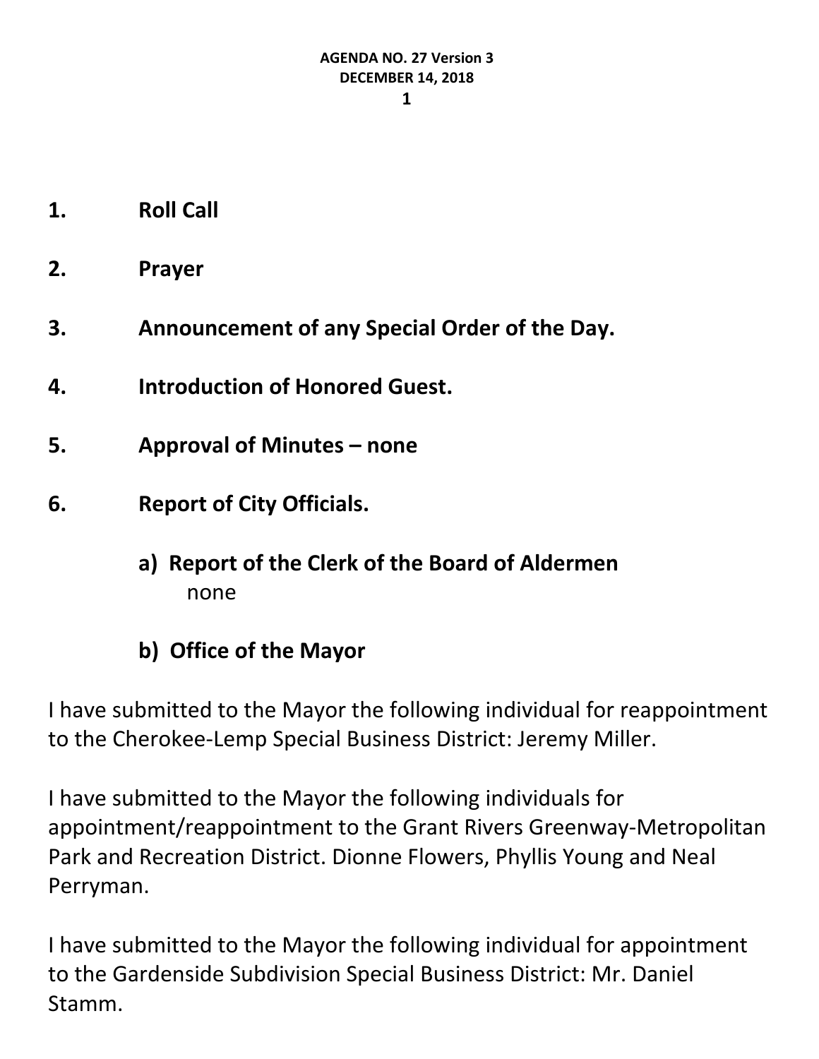**AGENDA NO. 27 Version 3**
**DECEMBER 14, 2018**

1. **Roll Call**

2. **Prayer**

3. **Announcement of any Special Order of the Day.**

4. **Introduction of Honored Guest.**

5. **Approval of Minutes – none**

6. **Report of City Officials.**

   **a) Report of the Clerk of the Board of Aldermen**
   none

   **b) Office of the Mayor**

I have submitted to the Mayor the following individual for reappointment to the Cherokee-Lemp Special Business District: Jeremy Miller.

I have submitted to the Mayor the following individuals for appointment/reappointment to the Grant Rivers Greenway-Metropolitan Park and Recreation District. Dionne Flowers, Phyllis Young and Neal Perryman.

I have submitted to the Mayor the following individual for appointment to the Gardenside Subdivision Special Business District: Mr. Daniel Stamm.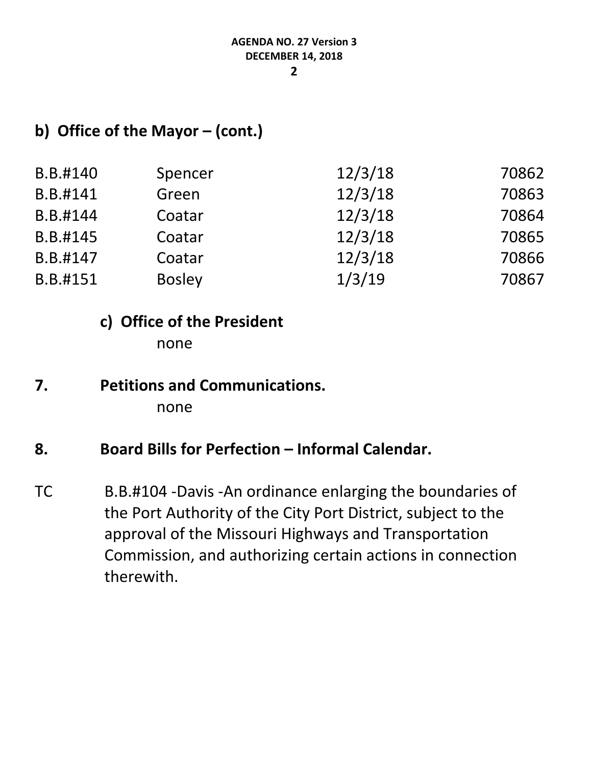## b) Office of the Mayor – (cont.)

| | | | |
|---|---|---|---|
| B.B.#140 | Spencer | 12/3/18 | 70862 |
| B.B.#141 | Green | 12/3/18 | 70863 |
| B.B.#144 | Coatar | 12/3/18 | 70864 |
| B.B.#145 | Coatar | 12/3/18 | 70865 |
| B.B.#147 | Coatar | 12/3/18 | 70866 |
| B.B.#151 | Bosley | 1/3/19 | 70867 |

### c) Office of the President

none

## 7. Petitions and Communications.

none

## 8. Board Bills for Perfection – Informal Calendar.

TC B.B.#104 -Davis -An ordinance enlarging the boundaries of the Port Authority of the City Port District, subject to the approval of the Missouri Highways and Transportation Commission, and authorizing certain actions in connection therewith.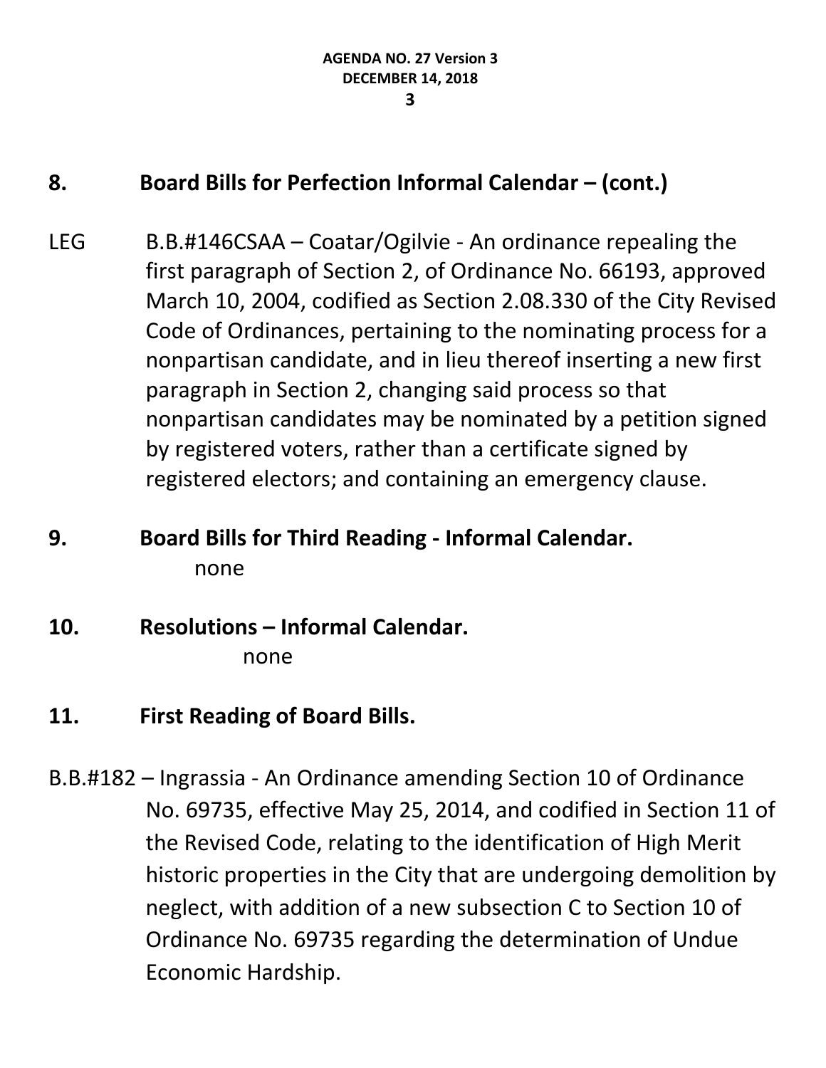## 8. Board Bills for Perfection Informal Calendar – (cont.)

LEG B.B.#146CSAA – Coatar/Ogilvie - An ordinance repealing the first paragraph of Section 2, of Ordinance No. 66193, approved March 10, 2004, codified as Section 2.08.330 of the City Revised Code of Ordinances, pertaining to the nominating process for a nonpartisan candidate, and in lieu thereof inserting a new first paragraph in Section 2, changing said process so that nonpartisan candidates may be nominated by a petition signed by registered voters, rather than a certificate signed by registered electors; and containing an emergency clause.

## 9. Board Bills for Third Reading - Informal Calendar.

none

## 10. Resolutions – Informal Calendar.

none

## 11. First Reading of Board Bills.

B.B.#182 – Ingrassia - An Ordinance amending Section 10 of Ordinance No. 69735, effective May 25, 2014, and codified in Section 11 of the Revised Code, relating to the identification of High Merit historic properties in the City that are undergoing demolition by neglect, with addition of a new subsection C to Section 10 of Ordinance No. 69735 regarding the determination of Undue Economic Hardship.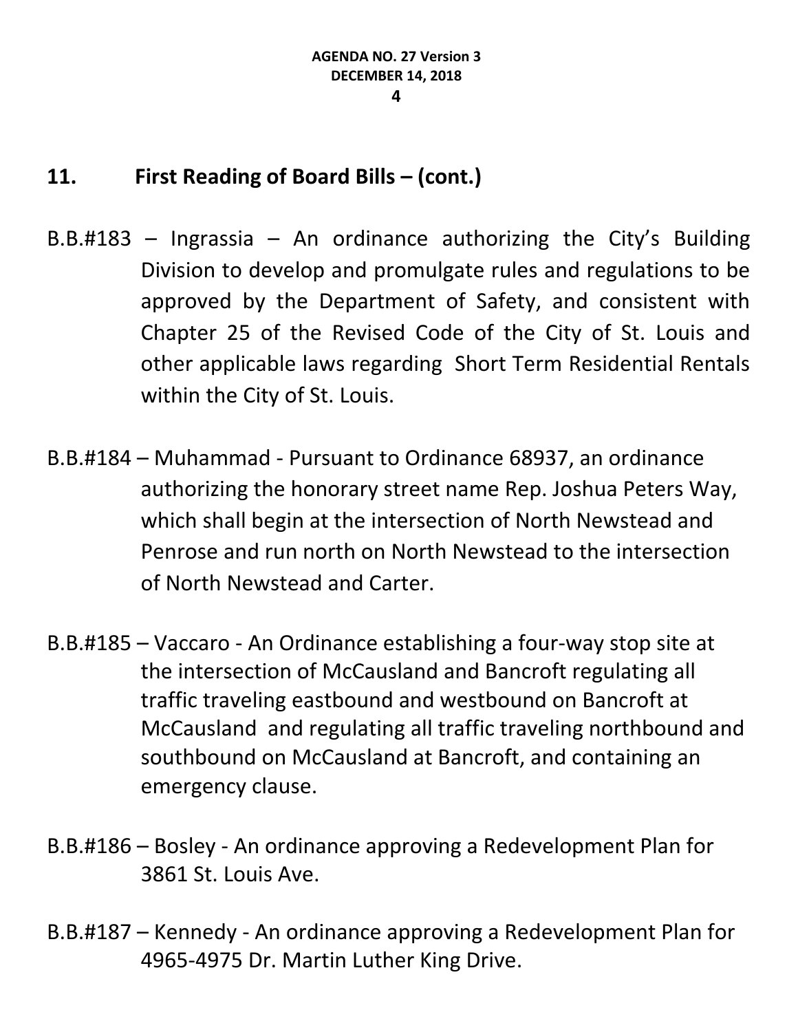## 11. First Reading of Board Bills – (cont.)

B.B.#183 – Ingrassia – An ordinance authorizing the City's Building Division to develop and promulgate rules and regulations to be approved by the Department of Safety, and consistent with Chapter 25 of the Revised Code of the City of St. Louis and other applicable laws regarding Short Term Residential Rentals within the City of St. Louis.

B.B.#184 – Muhammad - Pursuant to Ordinance 68937, an ordinance authorizing the honorary street name Rep. Joshua Peters Way, which shall begin at the intersection of North Newstead and Penrose and run north on North Newstead to the intersection of North Newstead and Carter.

B.B.#185 – Vaccaro - An Ordinance establishing a four-way stop site at the intersection of McCausland and Bancroft regulating all traffic traveling eastbound and westbound on Bancroft at McCausland and regulating all traffic traveling northbound and southbound on McCausland at Bancroft, and containing an emergency clause.

B.B.#186 – Bosley - An ordinance approving a Redevelopment Plan for 3861 St. Louis Ave.

B.B.#187 – Kennedy - An ordinance approving a Redevelopment Plan for 4965-4975 Dr. Martin Luther King Drive.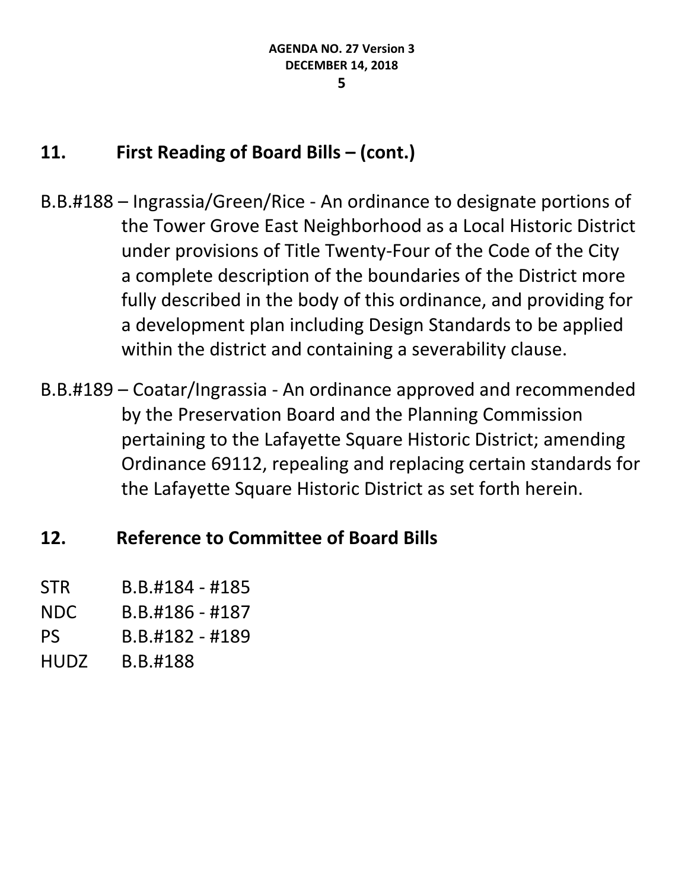## 11. First Reading of Board Bills – (cont.)

B.B.#188 – Ingrassia/Green/Rice - An ordinance to designate portions of the Tower Grove East Neighborhood as a Local Historic District under provisions of Title Twenty-Four of the Code of the City a complete description of the boundaries of the District more fully described in the body of this ordinance, and providing for a development plan including Design Standards to be applied within the district and containing a severability clause.

B.B.#189 – Coatar/Ingrassia - An ordinance approved and recommended by the Preservation Board and the Planning Commission pertaining to the Lafayette Square Historic District; amending Ordinance 69112, repealing and replacing certain standards for the Lafayette Square Historic District as set forth herein.

## 12. Reference to Committee of Board Bills

STR B.B.#184 - #185
NDC B.B.#186 - #187
PS B.B.#182 - #189
HUDZ B.B.#188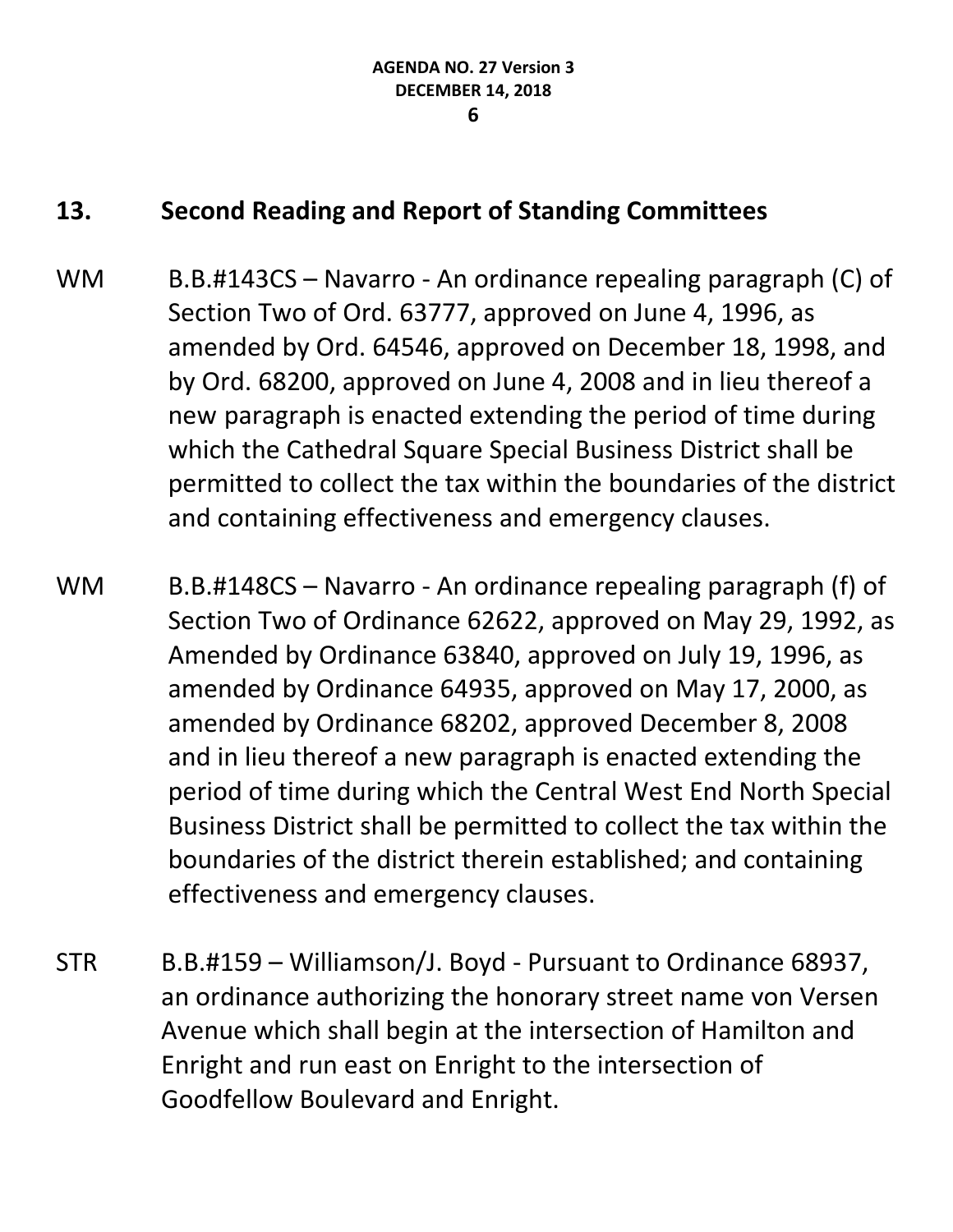## 13. Second Reading and Report of Standing Committees

WM B.B.#143CS – Navarro - An ordinance repealing paragraph (C) of Section Two of Ord. 63777, approved on June 4, 1996, as amended by Ord. 64546, approved on December 18, 1998, and by Ord. 68200, approved on June 4, 2008 and in lieu thereof a new paragraph is enacted extending the period of time during which the Cathedral Square Special Business District shall be permitted to collect the tax within the boundaries of the district and containing effectiveness and emergency clauses.

WM B.B.#148CS – Navarro - An ordinance repealing paragraph (f) of Section Two of Ordinance 62622, approved on May 29, 1992, as Amended by Ordinance 63840, approved on July 19, 1996, as amended by Ordinance 64935, approved on May 17, 2000, as amended by Ordinance 68202, approved December 8, 2008 and in lieu thereof a new paragraph is enacted extending the period of time during which the Central West End North Special Business District shall be permitted to collect the tax within the boundaries of the district therein established; and containing effectiveness and emergency clauses.

STR B.B.#159 – Williamson/J. Boyd - Pursuant to Ordinance 68937, an ordinance authorizing the honorary street name von Versen Avenue which shall begin at the intersection of Hamilton and Enright and run east on Enright to the intersection of Goodfellow Boulevard and Enright.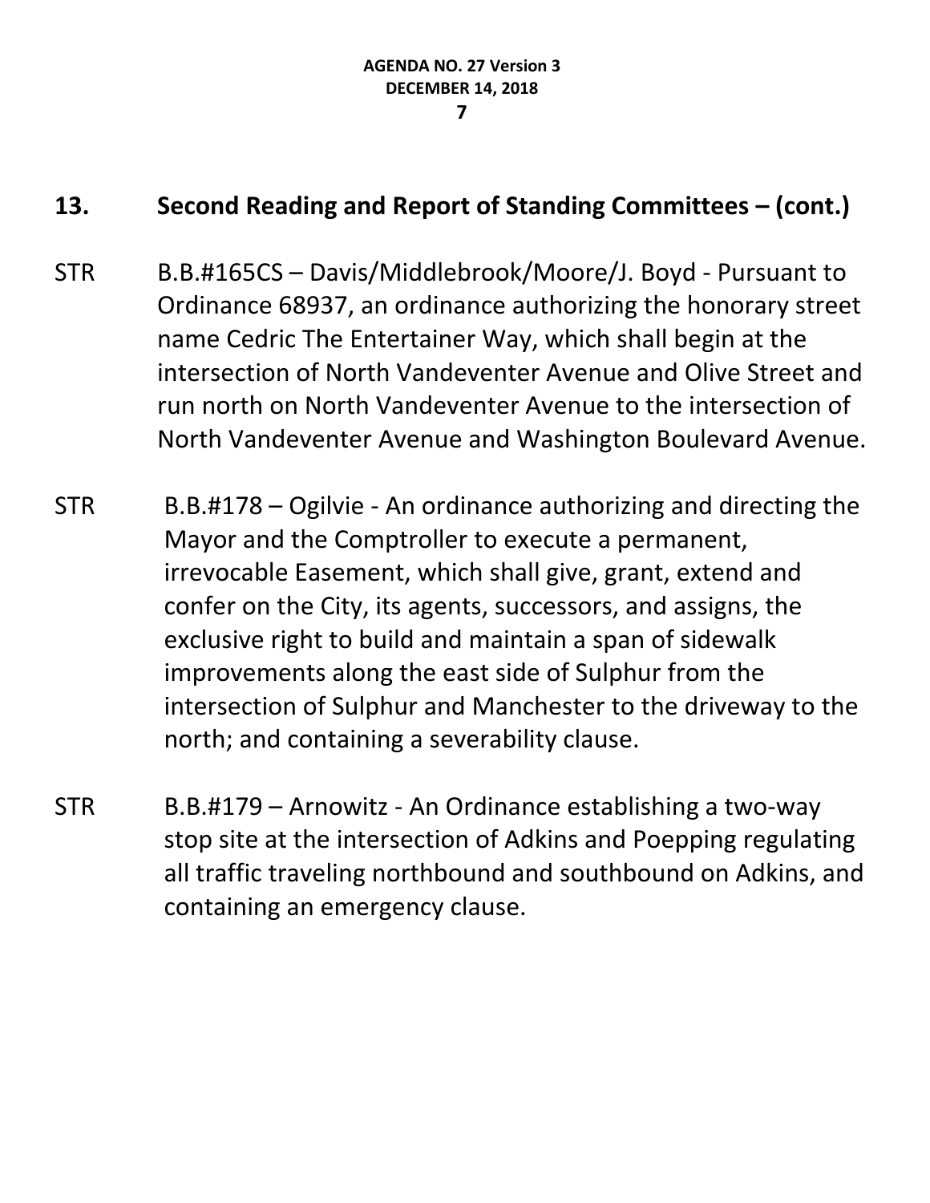## 13. Second Reading and Report of Standing Committees – (cont.)

STR B.B.#165CS – Davis/Middlebrook/Moore/J. Boyd - Pursuant to Ordinance 68937, an ordinance authorizing the honorary street name Cedric The Entertainer Way, which shall begin at the intersection of North Vandeventer Avenue and Olive Street and run north on North Vandeventer Avenue to the intersection of North Vandeventer Avenue and Washington Boulevard Avenue.

STR B.B.#178 – Ogilvie - An ordinance authorizing and directing the Mayor and the Comptroller to execute a permanent, irrevocable Easement, which shall give, grant, extend and confer on the City, its agents, successors, and assigns, the exclusive right to build and maintain a span of sidewalk improvements along the east side of Sulphur from the intersection of Sulphur and Manchester to the driveway to the north; and containing a severability clause.

STR B.B.#179 – Arnowitz - An Ordinance establishing a two-way stop site at the intersection of Adkins and Poepping regulating all traffic traveling northbound and southbound on Adkins, and containing an emergency clause.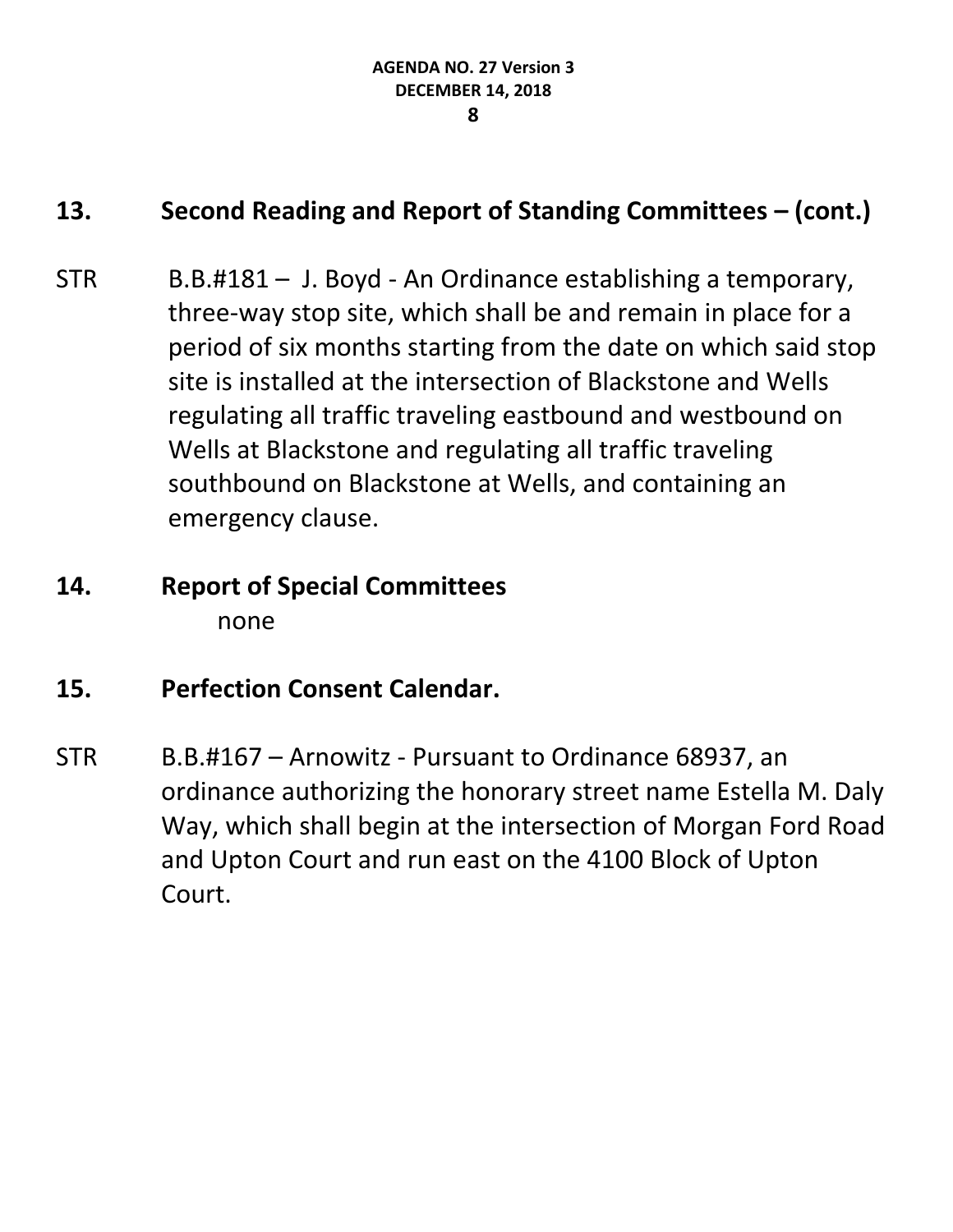## 13. Second Reading and Report of Standing Committees – (cont.)

STR B.B.#181 – J. Boyd - An Ordinance establishing a temporary, three-way stop site, which shall be and remain in place for a period of six months starting from the date on which said stop site is installed at the intersection of Blackstone and Wells regulating all traffic traveling eastbound and westbound on Wells at Blackstone and regulating all traffic traveling southbound on Blackstone at Wells, and containing an emergency clause.

## 14. Report of Special Committees

none

## 15. Perfection Consent Calendar.

STR B.B.#167 – Arnowitz - Pursuant to Ordinance 68937, an ordinance authorizing the honorary street name Estella M. Daly Way, which shall begin at the intersection of Morgan Ford Road and Upton Court and run east on the 4100 Block of Upton Court.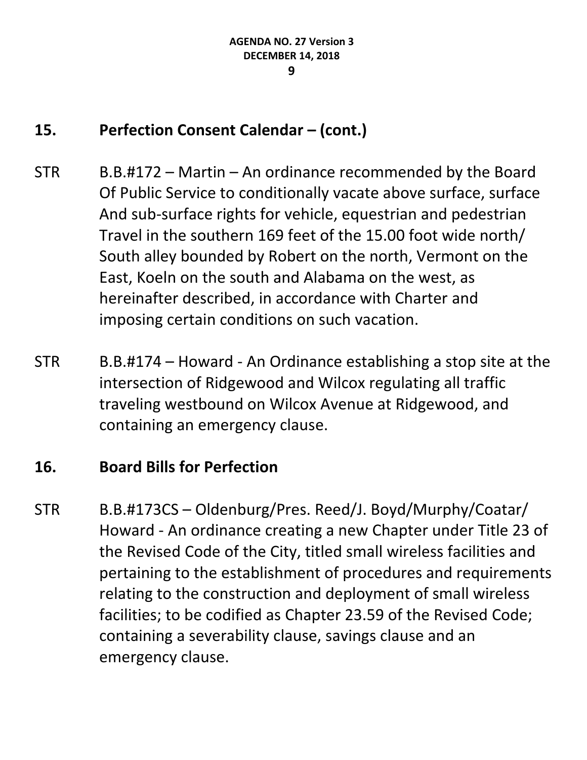## 15. Perfection Consent Calendar – (cont.)

STR B.B.#172 – Martin – An ordinance recommended by the Board Of Public Service to conditionally vacate above surface, surface And sub-surface rights for vehicle, equestrian and pedestrian Travel in the southern 169 feet of the 15.00 foot wide north/ South alley bounded by Robert on the north, Vermont on the East, Koeln on the south and Alabama on the west, as hereinafter described, in accordance with Charter and imposing certain conditions on such vacation.

STR B.B.#174 – Howard - An Ordinance establishing a stop site at the intersection of Ridgewood and Wilcox regulating all traffic traveling westbound on Wilcox Avenue at Ridgewood, and containing an emergency clause.

## 16. Board Bills for Perfection

STR B.B.#173CS – Oldenburg/Pres. Reed/J. Boyd/Murphy/Coatar/ Howard - An ordinance creating a new Chapter under Title 23 of the Revised Code of the City, titled small wireless facilities and pertaining to the establishment of procedures and requirements relating to the construction and deployment of small wireless facilities; to be codified as Chapter 23.59 of the Revised Code; containing a severability clause, savings clause and an emergency clause.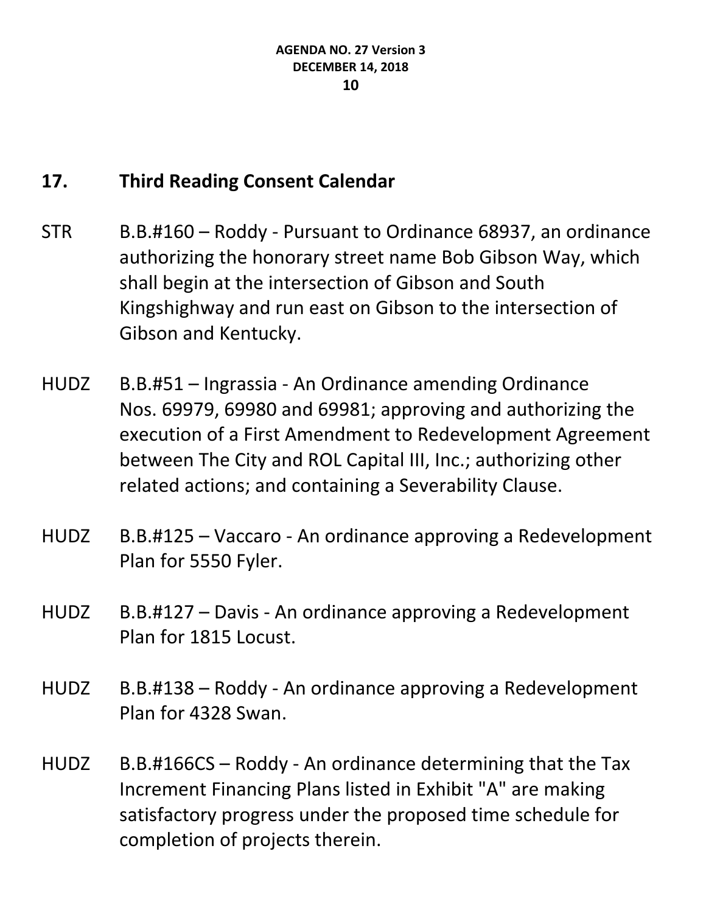## 17. Third Reading Consent Calendar

STR B.B.#160 – Roddy - Pursuant to Ordinance 68937, an ordinance authorizing the honorary street name Bob Gibson Way, which shall begin at the intersection of Gibson and South Kingshighway and run east on Gibson to the intersection of Gibson and Kentucky.

HUDZ B.B.#51 – Ingrassia - An Ordinance amending Ordinance Nos. 69979, 69980 and 69981; approving and authorizing the execution of a First Amendment to Redevelopment Agreement between The City and ROL Capital III, Inc.; authorizing other related actions; and containing a Severability Clause.

HUDZ B.B.#125 – Vaccaro - An ordinance approving a Redevelopment Plan for 5550 Fyler.

HUDZ B.B.#127 – Davis - An ordinance approving a Redevelopment Plan for 1815 Locust.

HUDZ B.B.#138 – Roddy - An ordinance approving a Redevelopment Plan for 4328 Swan.

HUDZ B.B.#166CS – Roddy - An ordinance determining that the Tax Increment Financing Plans listed in Exhibit "A" are making satisfactory progress under the proposed time schedule for completion of projects therein.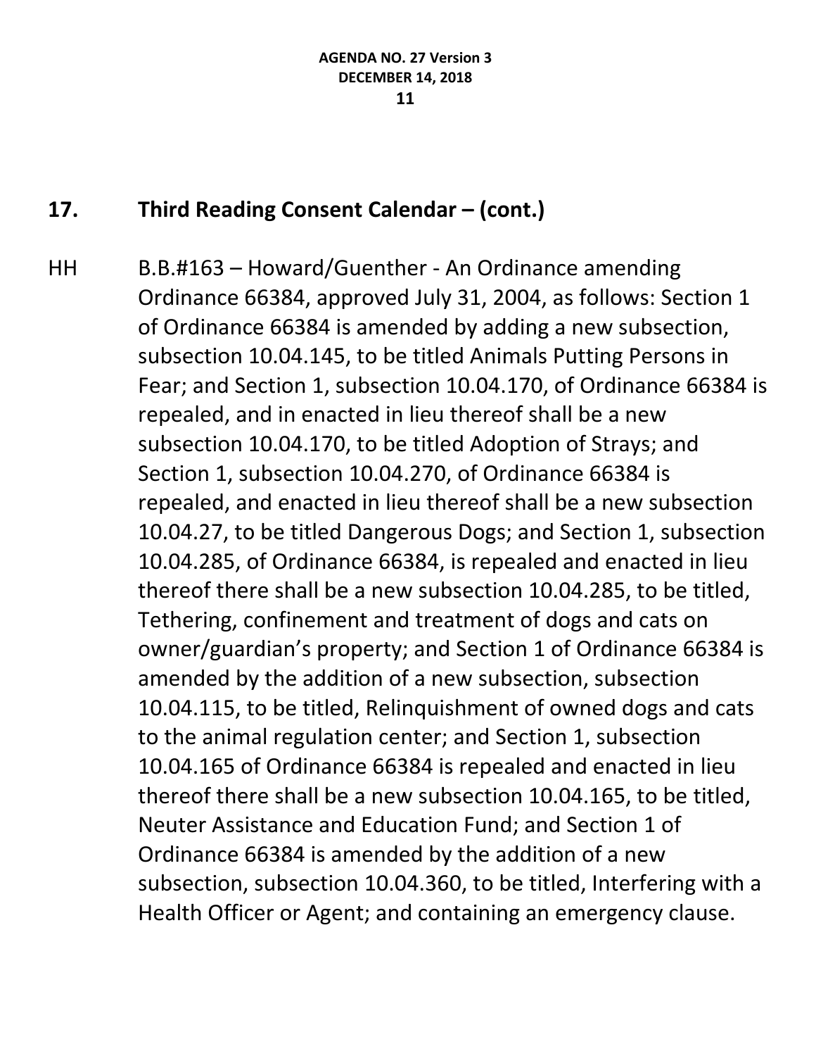## 17. Third Reading Consent Calendar – (cont.)

HH B.B.#163 – Howard/Guenther - An Ordinance amending Ordinance 66384, approved July 31, 2004, as follows: Section 1 of Ordinance 66384 is amended by adding a new subsection, subsection 10.04.145, to be titled Animals Putting Persons in Fear; and Section 1, subsection 10.04.170, of Ordinance 66384 is repealed, and in enacted in lieu thereof shall be a new subsection 10.04.170, to be titled Adoption of Strays; and Section 1, subsection 10.04.270, of Ordinance 66384 is repealed, and enacted in lieu thereof shall be a new subsection 10.04.27, to be titled Dangerous Dogs; and Section 1, subsection 10.04.285, of Ordinance 66384, is repealed and enacted in lieu thereof there shall be a new subsection 10.04.285, to be titled, Tethering, confinement and treatment of dogs and cats on owner/guardian's property; and Section 1 of Ordinance 66384 is amended by the addition of a new subsection, subsection 10.04.115, to be titled, Relinquishment of owned dogs and cats to the animal regulation center; and Section 1, subsection 10.04.165 of Ordinance 66384 is repealed and enacted in lieu thereof there shall be a new subsection 10.04.165, to be titled, Neuter Assistance and Education Fund; and Section 1 of Ordinance 66384 is amended by the addition of a new subsection, subsection 10.04.360, to be titled, Interfering with a Health Officer or Agent; and containing an emergency clause.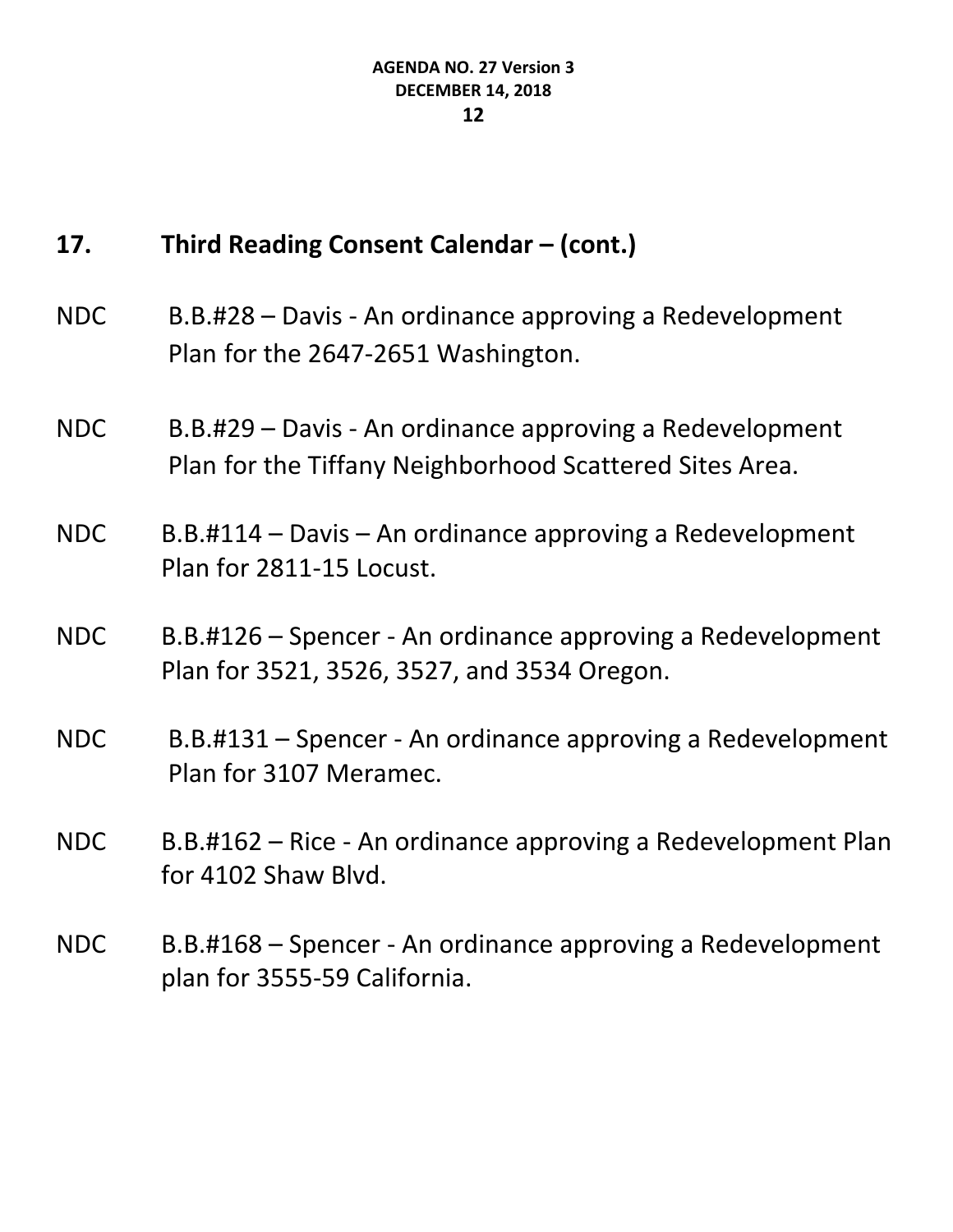## 17. Third Reading Consent Calendar – (cont.)

NDC B.B.#28 – Davis - An ordinance approving a Redevelopment Plan for the 2647-2651 Washington.

NDC B.B.#29 – Davis - An ordinance approving a Redevelopment Plan for the Tiffany Neighborhood Scattered Sites Area.

NDC B.B.#114 – Davis – An ordinance approving a Redevelopment Plan for 2811-15 Locust.

NDC B.B.#126 – Spencer - An ordinance approving a Redevelopment Plan for 3521, 3526, 3527, and 3534 Oregon.

NDC B.B.#131 – Spencer - An ordinance approving a Redevelopment Plan for 3107 Meramec.

NDC B.B.#162 – Rice - An ordinance approving a Redevelopment Plan for 4102 Shaw Blvd.

NDC B.B.#168 – Spencer - An ordinance approving a Redevelopment plan for 3555-59 California.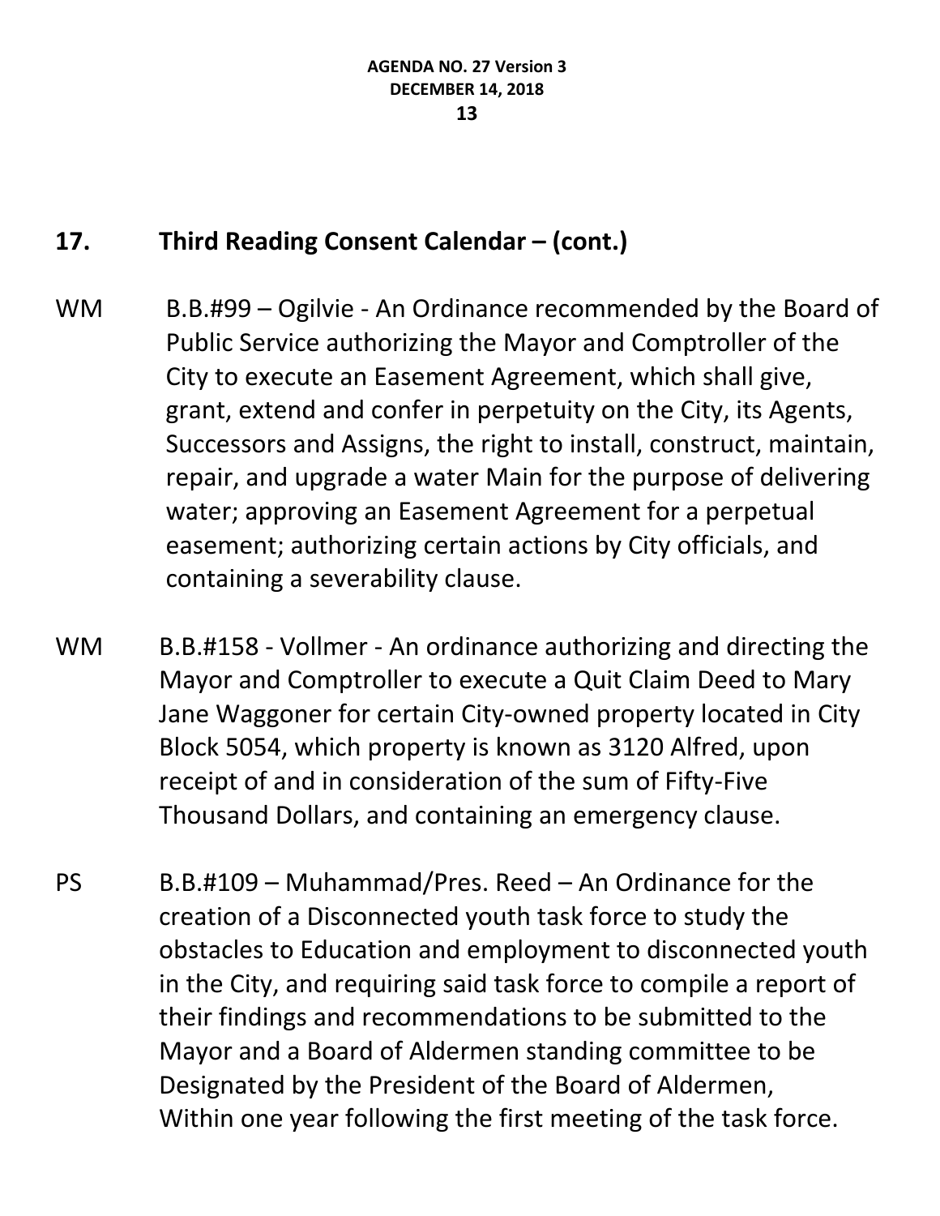## 17. Third Reading Consent Calendar – (cont.)

WM B.B.#99 – Ogilvie - An Ordinance recommended by the Board of Public Service authorizing the Mayor and Comptroller of the City to execute an Easement Agreement, which shall give, grant, extend and confer in perpetuity on the City, its Agents, Successors and Assigns, the right to install, construct, maintain, repair, and upgrade a water Main for the purpose of delivering water; approving an Easement Agreement for a perpetual easement; authorizing certain actions by City officials, and containing a severability clause.

WM B.B.#158 - Vollmer - An ordinance authorizing and directing the Mayor and Comptroller to execute a Quit Claim Deed to Mary Jane Waggoner for certain City-owned property located in City Block 5054, which property is known as 3120 Alfred, upon receipt of and in consideration of the sum of Fifty-Five Thousand Dollars, and containing an emergency clause.

PS B.B.#109 – Muhammad/Pres. Reed – An Ordinance for the creation of a Disconnected youth task force to study the obstacles to Education and employment to disconnected youth in the City, and requiring said task force to compile a report of their findings and recommendations to be submitted to the Mayor and a Board of Aldermen standing committee to be Designated by the President of the Board of Aldermen, Within one year following the first meeting of the task force.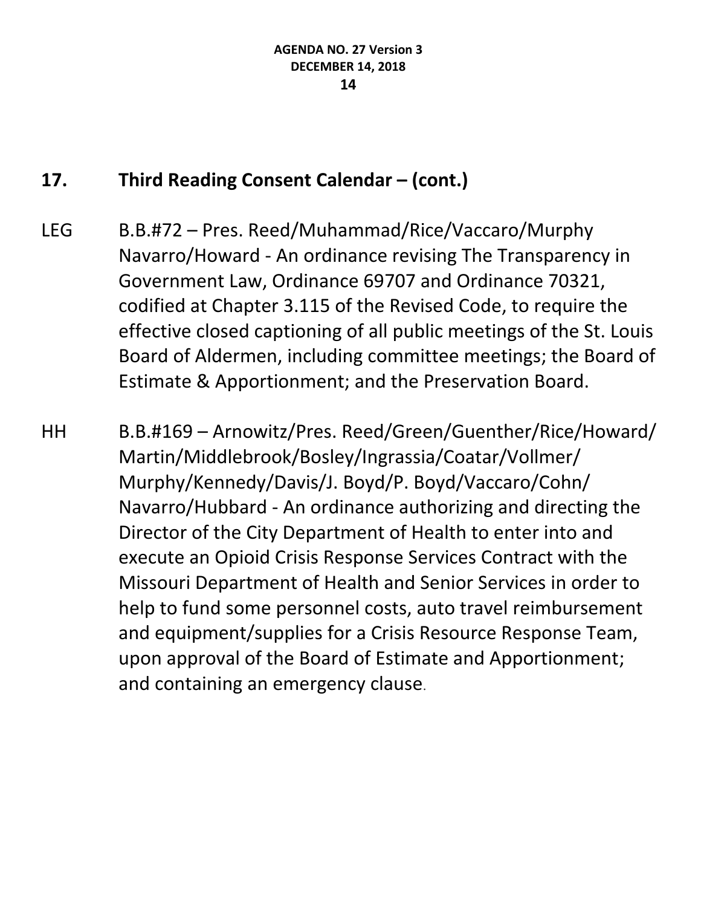## 17. Third Reading Consent Calendar – (cont.)

LEG B.B.#72 – Pres. Reed/Muhammad/Rice/Vaccaro/Murphy Navarro/Howard - An ordinance revising The Transparency in Government Law, Ordinance 69707 and Ordinance 70321, codified at Chapter 3.115 of the Revised Code, to require the effective closed captioning of all public meetings of the St. Louis Board of Aldermen, including committee meetings; the Board of Estimate & Apportionment; and the Preservation Board.

HH B.B.#169 – Arnowitz/Pres. Reed/Green/Guenther/Rice/Howard/ Martin/Middlebrook/Bosley/Ingrassia/Coatar/Vollmer/ Murphy/Kennedy/Davis/J. Boyd/P. Boyd/Vaccaro/Cohn/ Navarro/Hubbard - An ordinance authorizing and directing the Director of the City Department of Health to enter into and execute an Opioid Crisis Response Services Contract with the Missouri Department of Health and Senior Services in order to help to fund some personnel costs, auto travel reimbursement and equipment/supplies for a Crisis Resource Response Team, upon approval of the Board of Estimate and Apportionment; and containing an emergency clause.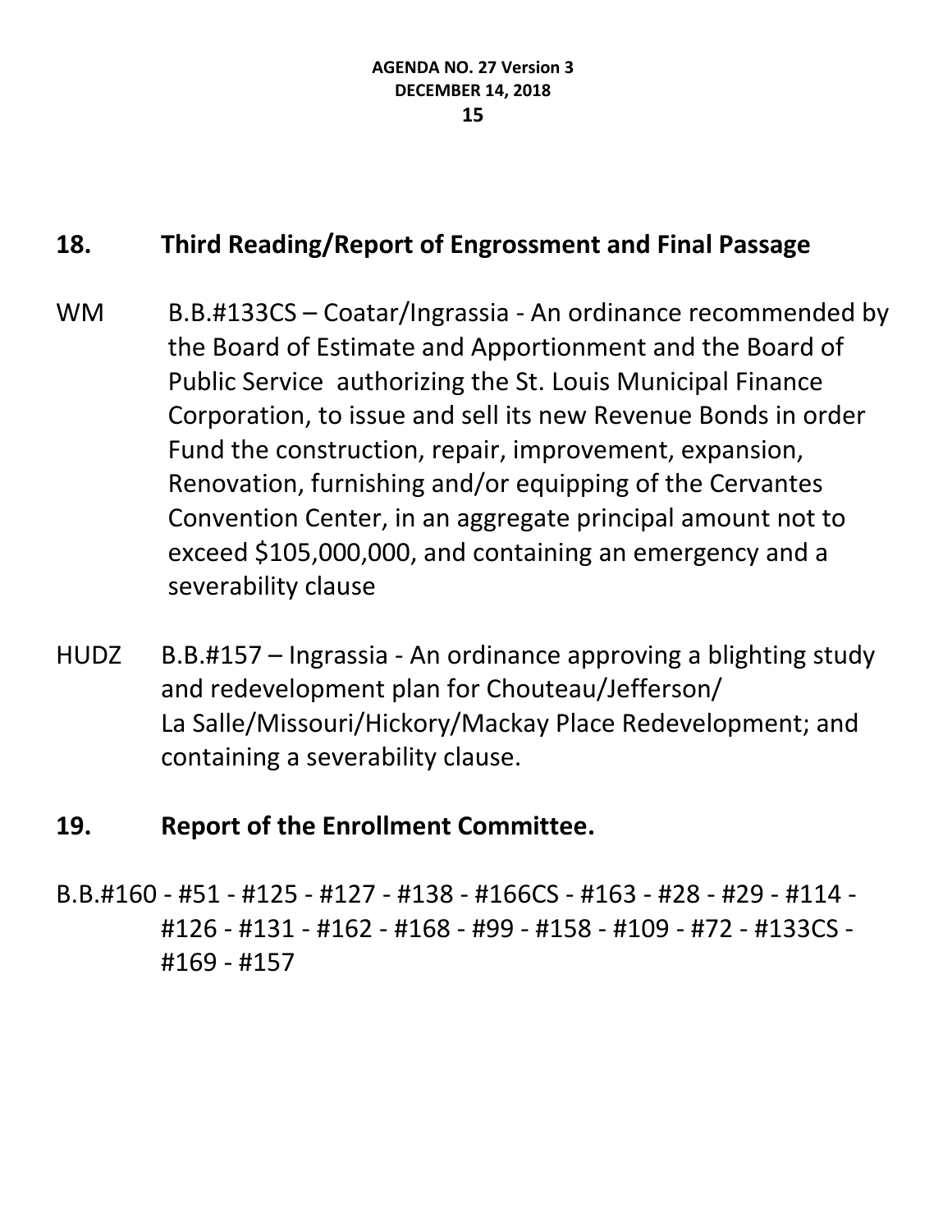## 18. Third Reading/Report of Engrossment and Final Passage

WM B.B.#133CS – Coatar/Ingrassia - An ordinance recommended by the Board of Estimate and Apportionment and the Board of Public Service authorizing the St. Louis Municipal Finance Corporation, to issue and sell its new Revenue Bonds in order Fund the construction, repair, improvement, expansion, Renovation, furnishing and/or equipping of the Cervantes Convention Center, in an aggregate principal amount not to exceed $105,000,000, and containing an emergency and a severability clause

HUDZ B.B.#157 – Ingrassia - An ordinance approving a blighting study and redevelopment plan for Chouteau/Jefferson/ La Salle/Missouri/Hickory/Mackay Place Redevelopment; and containing a severability clause.

## 19. Report of the Enrollment Committee.

B.B.#160 - #51 - #125 - #127 - #138 - #166CS - #163 - #28 - #29 - #114 - #126 - #131 - #162 - #168 - #99 - #158 - #109 - #72 - #133CS - #169 - #157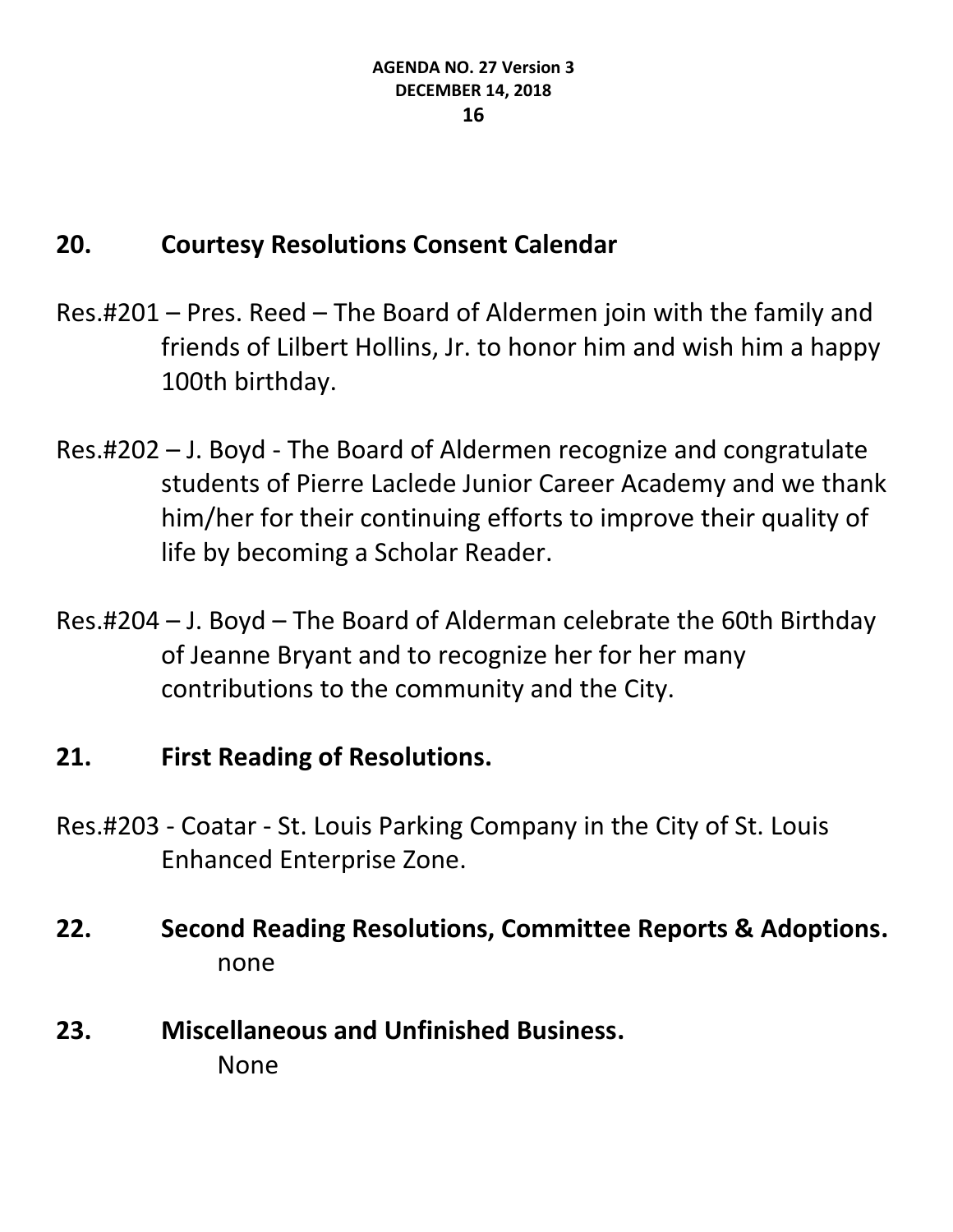## 20. Courtesy Resolutions Consent Calendar

Res.#201 – Pres. Reed – The Board of Aldermen join with the family and friends of Lilbert Hollins, Jr. to honor him and wish him a happy 100th birthday.

Res.#202 – J. Boyd - The Board of Aldermen recognize and congratulate students of Pierre Laclede Junior Career Academy and we thank him/her for their continuing efforts to improve their quality of life by becoming a Scholar Reader.

Res.#204 – J. Boyd – The Board of Alderman celebrate the 60th Birthday of Jeanne Bryant and to recognize her for her many contributions to the community and the City.

## 21. First Reading of Resolutions.

Res.#203 - Coatar - St. Louis Parking Company in the City of St. Louis Enhanced Enterprise Zone.

## 22. Second Reading Resolutions, Committee Reports & Adoptions.

none

## 23. Miscellaneous and Unfinished Business.

None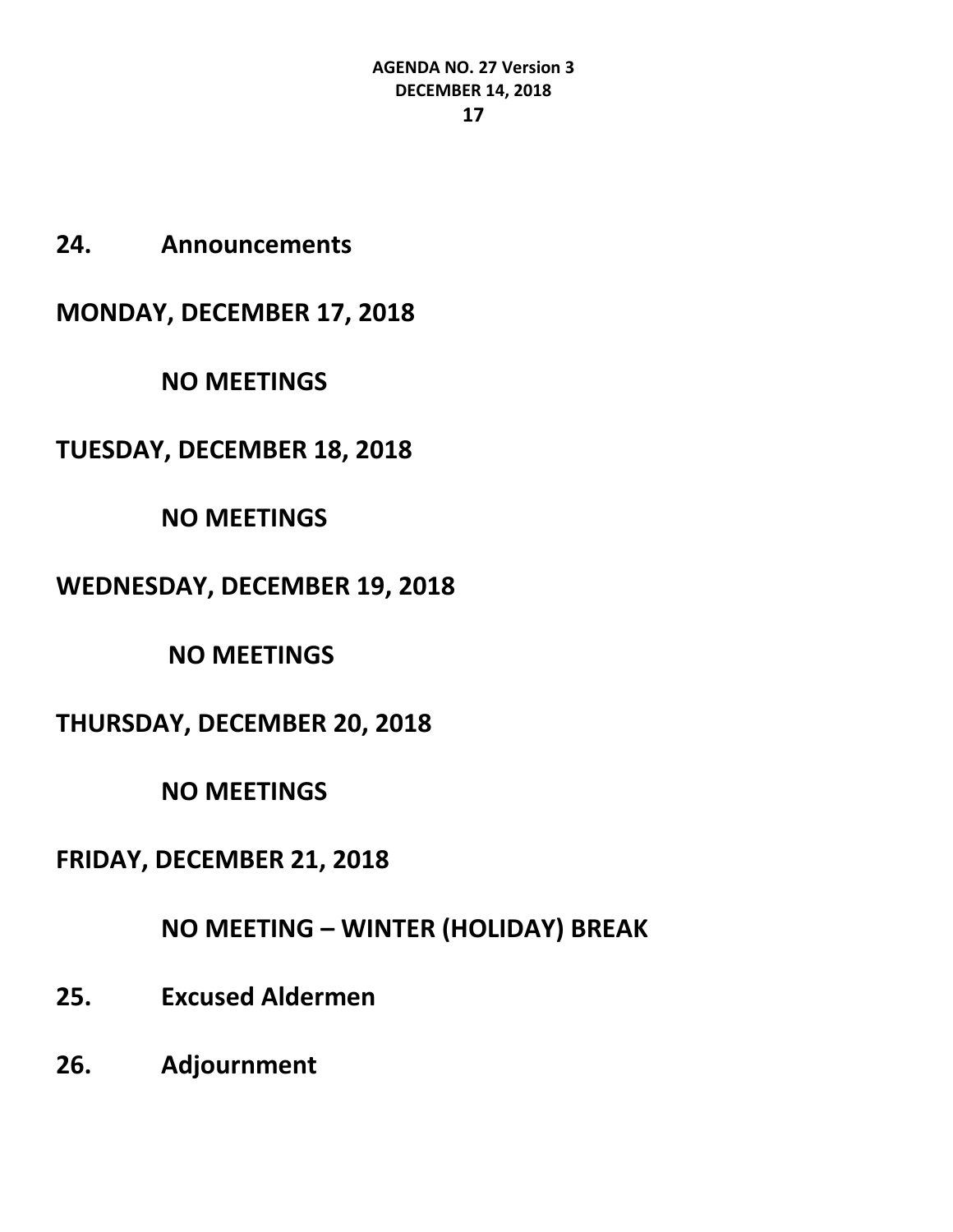## 24. Announcements

**MONDAY, DECEMBER 17, 2018**

**NO MEETINGS**

**TUESDAY, DECEMBER 18, 2018**

**NO MEETINGS**

**WEDNESDAY, DECEMBER 19, 2018**

**NO MEETINGS**

**THURSDAY, DECEMBER 20, 2018**

**NO MEETINGS**

**FRIDAY, DECEMBER 21, 2018**

**NO MEETING – WINTER (HOLIDAY) BREAK**

## 25. Excused Aldermen

## 26. Adjournment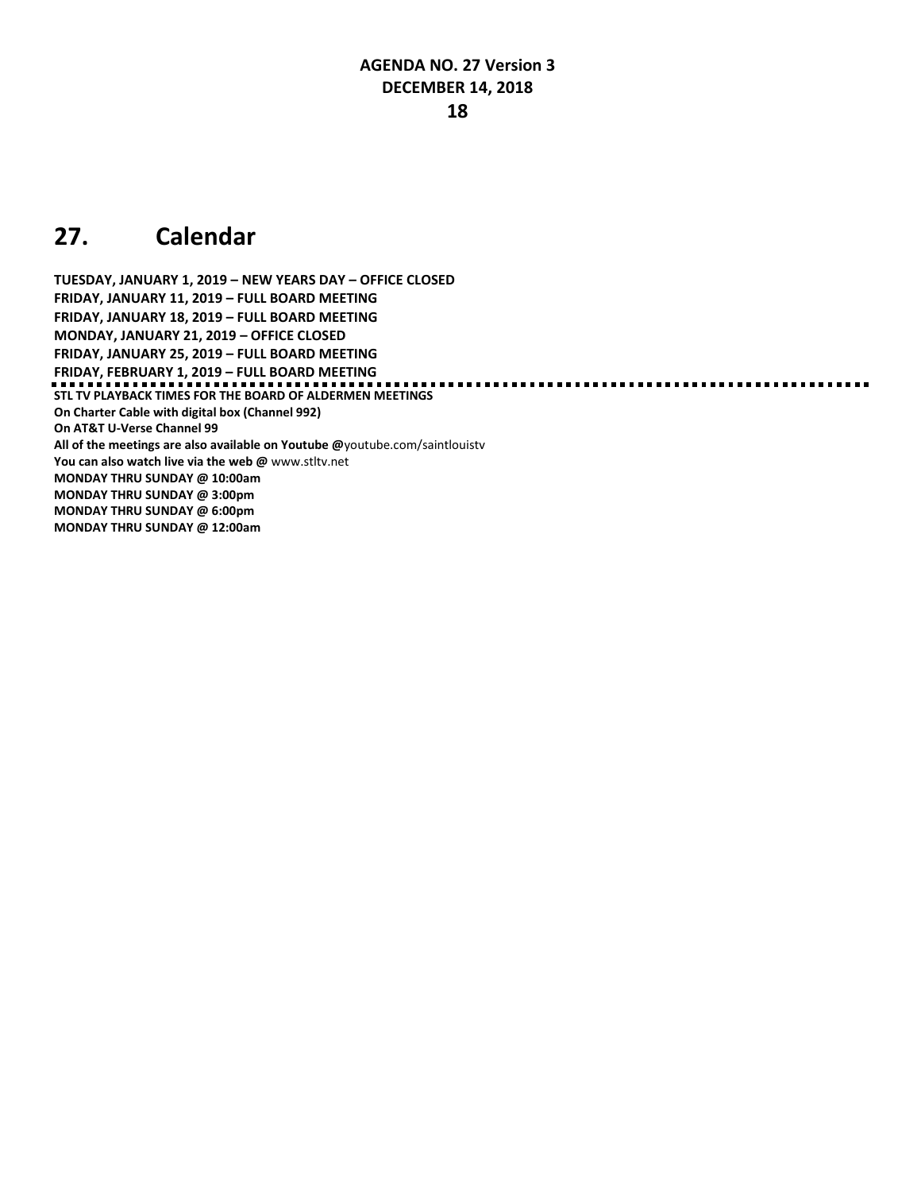## 27. Calendar

**TUESDAY, JANUARY 1, 2019 – NEW YEARS DAY – OFFICE CLOSED**
**FRIDAY, JANUARY 11, 2019 – FULL BOARD MEETING**
**FRIDAY, JANUARY 18, 2019 – FULL BOARD MEETING**
**MONDAY, JANUARY 21, 2019 – OFFICE CLOSED**
**FRIDAY, JANUARY 25, 2019 – FULL BOARD MEETING**
**FRIDAY, FEBRUARY 1, 2019 – FULL BOARD MEETING**

---

**STL TV PLAYBACK TIMES FOR THE BOARD OF ALDERMEN MEETINGS**
**On Charter Cable with digital box (Channel 992)**
**On AT&T U-Verse Channel 99**
**All of the meetings are also available on Youtube @**youtube.com/saintlouistv
**You can also watch live via the web @** www.stltv.net
**MONDAY THRU SUNDAY @ 10:00am**
**MONDAY THRU SUNDAY @ 3:00pm**
**MONDAY THRU SUNDAY @ 6:00pm**
**MONDAY THRU SUNDAY @ 12:00am**